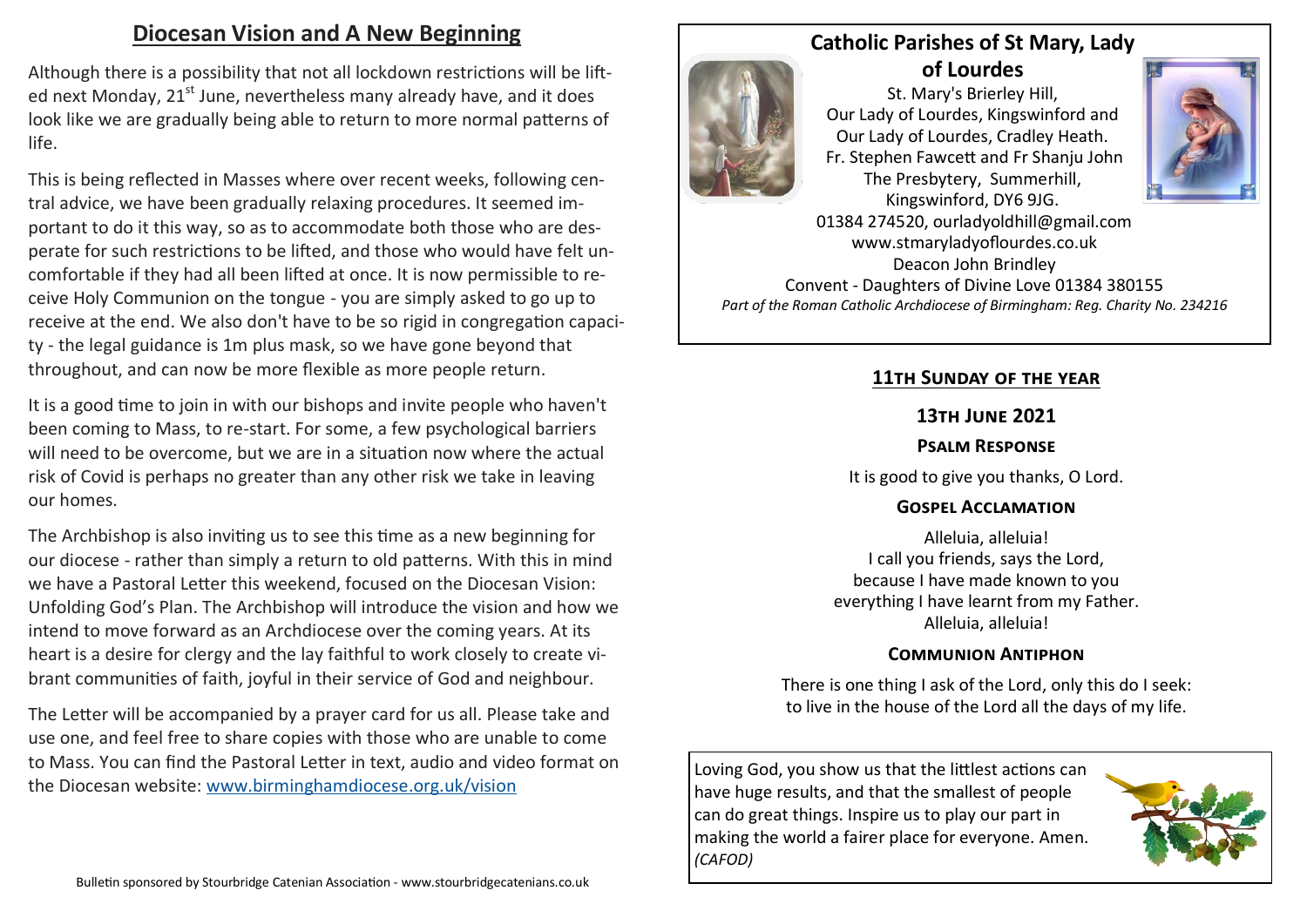## Diocesan Vision and A New Beginning

Although there is a possibility that not all lockdown restrictions will be lifted next Monday, 21st June, nevertheless many already have, and it does look like we are gradually being able to return to more normal patterns of life.

This is being reflected in Masses where over recent weeks, following central advice, we have been gradually relaxing procedures. It seemed important to do it this way, so as to accommodate both those who are desperate for such restrictions to be lifted, and those who would have felt uncomfortable if they had all been lifted at once. It is now permissible to receive Holy Communion on the tongue - you are simply asked to go up to receive at the end. We also don't have to be so rigid in congregation capacity - the legal guidance is 1m plus mask, so we have gone beyond that throughout, and can now be more flexible as more people return.

It is a good time to join in with our bishops and invite people who haven't been coming to Mass, to re-start. For some, a few psychological barriers will need to be overcome, but we are in a situation now where the actual risk of Covid is perhaps no greater than any other risk we take in leaving our homes.

The Archbishop is also inviting us to see this time as a new beginning for our diocese - rather than simply a return to old patterns. With this in mind we have a Pastoral Letter this weekend, focused on the Diocesan Vision: Unfolding God's Plan. The Archbishop will introduce the vision and how we intend to move forward as an Archdiocese over the coming years. At its heart is a desire for clergy and the lay faithful to work closely to create vibrant communities of faith, joyful in their service of God and neighbour.

The Letter will be accompanied by a prayer card for us all. Please take and use one, and feel free to share copies with those who are unable to come to Mass. You can find the Pastoral Letter in text, audio and video format on the Diocesan website: www.birminghamdiocese.org.uk/vision

Bulletin sponsored by Stourbridge Catenian Association - www.stourbridgecatenians.co.uk

## Catholic Parishes of St Mary, Lady of Lourdes

St. Mary's Brierley Hill,
Our Lady of Lourdes, Kingswinford and
Our Lady of Lourdes, Cradley Heath.
Fr. Stephen Fawcett and Fr Shanju John
The Presbytery, Summerhill,
Kingswinford, DY6 9JG.
01384 274520, ourladyoldhill@gmail.com
www.stmaryladyoflourdes.co.uk
Deacon John Brindley
Convent - Daughters of Divine Love 01384 380155

*Part of the Roman Catholic Archdiocese of Birmingham: Reg. Charity No. 234216*

### 11th Sunday of the year

**13th June 2021**

**Psalm Response**

It is good to give you thanks, O Lord.

**Gospel Acclamation**

Alleluia, alleluia!
I call you friends, says the Lord,
because I have made known to you
everything I have learnt from my Father.
Alleluia, alleluia!

**Communion Antiphon**

There is one thing I ask of the Lord, only this do I seek:
to live in the house of the Lord all the days of my life.

Loving God, you show us that the littlest actions can have huge results, and that the smallest of people can do great things. Inspire us to play our part in making the world a fairer place for everyone. Amen. *(CAFOD)*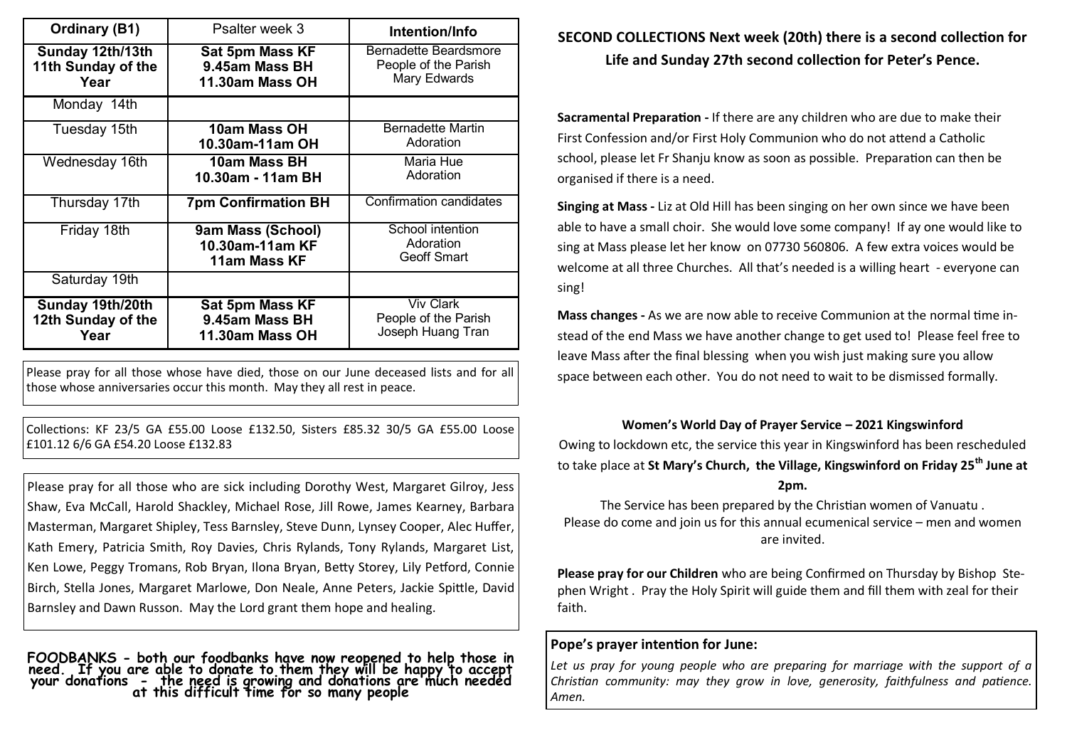| Ordinary (B1) | Psalter week 3 | Intention/Info |
|---|---|---|
| **Sunday 12th/13th 11th Sunday of the Year** | **Sat 5pm Mass KF 9.45am Mass BH 11.30am Mass OH** | Bernadette Beardsmore People of the Parish Mary Edwards |
| Monday 14th | | |
| Tuesday 15th | **10am Mass OH 10.30am-11am OH** | Bernadette Martin Adoration |
| Wednesday 16th | **10am Mass BH 10.30am - 11am BH** | Maria Hue Adoration |
| Thursday 17th | **7pm Confirmation BH** | Confirmation candidates |
| Friday 18th | **9am Mass (School) 10.30am-11am KF 11am Mass KF** | School intention Adoration Geoff Smart |
| Saturday 19th | | |
| **Sunday 19th/20th 12th Sunday of the Year** | **Sat 5pm Mass KF 9.45am Mass BH 11.30am Mass OH** | Viv Clark People of the Parish Joseph Huang Tran |

Please pray for all those whose have died, those on our June deceased lists and for all those whose anniversaries occur this month. May they all rest in peace.

Collections: KF 23/5 GA £55.00 Loose £132.50, Sisters £85.32 30/5 GA £55.00 Loose £101.12 6/6 GA £54.20 Loose £132.83

Please pray for all those who are sick including Dorothy West, Margaret Gilroy, Jess Shaw, Eva McCall, Harold Shackley, Michael Rose, Jill Rowe, James Kearney, Barbara Masterman, Margaret Shipley, Tess Barnsley, Steve Dunn, Lynsey Cooper, Alec Huffer, Kath Emery, Patricia Smith, Roy Davies, Chris Rylands, Tony Rylands, Margaret List, Ken Lowe, Peggy Tromans, Rob Bryan, Ilona Bryan, Betty Storey, Lily Petford, Connie Birch, Stella Jones, Margaret Marlowe, Don Neale, Anne Peters, Jackie Spittle, David Barnsley and Dawn Russon. May the Lord grant them hope and healing.

**FOODBANKS - both our foodbanks have now reopened to help those in need. If you are able to donate to them they will be happy to accept your donations - the need is growing and donations are much needed at this difficult time for so many people**

**SECOND COLLECTIONS Next week (20th) there is a second collection for Life and Sunday 27th second collection for Peter's Pence.**

**Sacramental Preparation -** If there are any children who are due to make their First Confession and/or First Holy Communion who do not attend a Catholic school, please let Fr Shanju know as soon as possible. Preparation can then be organised if there is a need.

**Singing at Mass -** Liz at Old Hill has been singing on her own since we have been able to have a small choir. She would love some company! If ay one would like to sing at Mass please let her know on 07730 560806. A few extra voices would be welcome at all three Churches. All that's needed is a willing heart - everyone can sing!

**Mass changes -** As we are now able to receive Communion at the normal time instead of the end Mass we have another change to get used to! Please feel free to leave Mass after the final blessing when you wish just making sure you allow space between each other. You do not need to wait to be dismissed formally.

**Women's World Day of Prayer Service – 2021 Kingswinford**

Owing to lockdown etc, the service this year in Kingswinford has been rescheduled to take place at **St Mary's Church, the Village, Kingswinford on Friday 25th June at 2pm.**

The Service has been prepared by the Christian women of Vanuatu . Please do come and join us for this annual ecumenical service – men and women are invited.

**Please pray for our Children** who are being Confirmed on Thursday by Bishop Stephen Wright . Pray the Holy Spirit will guide them and fill them with zeal for their faith.

**Pope's prayer intention for June:**

*Let us pray for young people who are preparing for marriage with the support of a Christian community: may they grow in love, generosity, faithfulness and patience. Amen.*